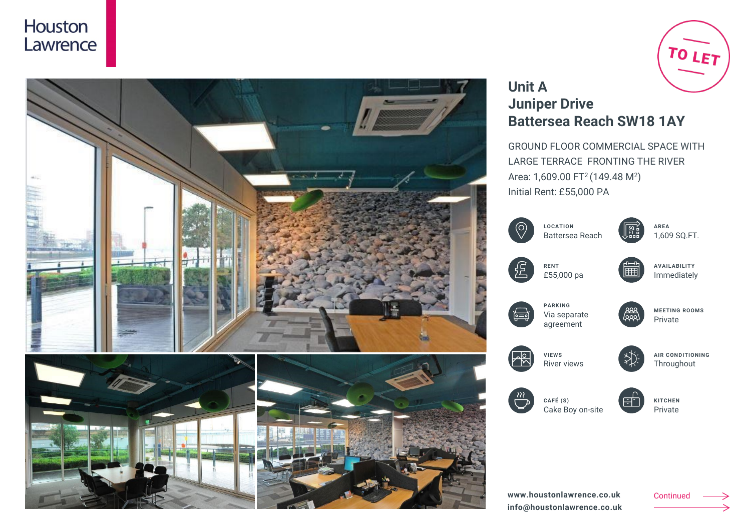Houston Lawrence

TO LET

# Unit A
# Juniper Drive
# Battersea Reach SW18 1AY

GROUND FLOOR COMMERCIAL SPACE WITH LARGE TERRACE FRONTING THE RIVER

Area: 1,609.00 FT$^2$ (149.48 M$^2$)

Initial Rent: £55,000 PA

**LOCATION**
Battersea Reach

**AREA**
1,609 SQ.FT.

**RENT**
£55,000 pa

**AVAILABILITY**
Immediately

**PARKING**
Via separate agreement

**MEETING ROOMS**
Private

**VIEWS**
River views

**AIR CONDITIONING**
Throughout

**CAFÉ (S)**
Cake Boy on-site

**KITCHEN**
Private

**www.houstonlawrence.co.uk**
**info@houstonlawrence.co.uk**

Continued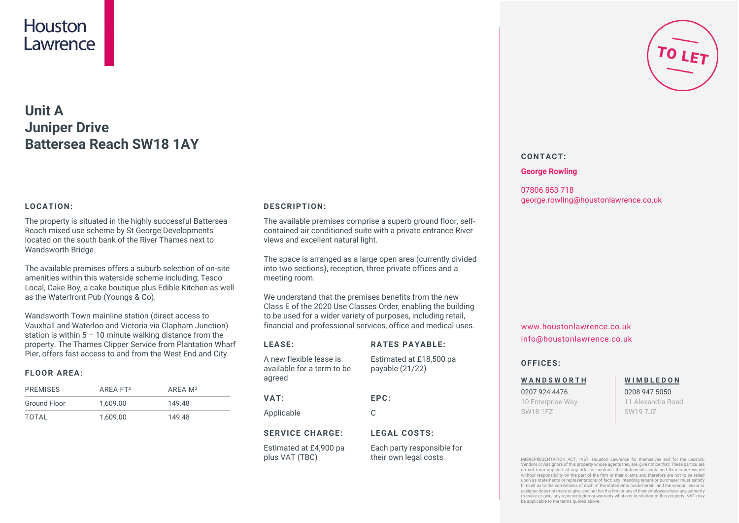Houston Lawrence

# Unit A
# Juniper Drive
# Battersea Reach SW18 1AY

TO LET

## LOCATION:

The property is situated in the highly successful Battersea Reach mixed use scheme by St George Developments located on the south bank of the River Thames next to Wandsworth Bridge.

The available premises offers a suburb selection of on-site amenities within this waterside scheme including; Tesco Local, Cake Boy, a cake boutique plus Edible Kitchen as well as the Waterfront Pub (Youngs & Co).

Wandsworth Town mainline station (direct access to Vauxhall and Waterloo and Victoria via Clapham Junction) station is within 5 – 10 minute walking distance from the property. The Thames Clipper Service from Plantation Wharf Pier, offers fast access to and from the West End and City.

## FLOOR AREA:

| PREMISES | AREA FT² | AREA M² |
|---|---|---|
| Ground Floor | 1,609.00 | 149.48 |
| TOTAL | 1,609.00 | 149.48 |

## DESCRIPTION:

The available premises comprise a superb ground floor, self-contained air conditioned suite with a private entrance River views and excellent natural light.

The space is arranged as a large open area (currently divided into two sections), reception, three private offices and a meeting room.

We understand that the premises benefits from the new Class E of the 2020 Use Classes Order, enabling the building to be used for a wider variety of purposes, including retail, financial and professional services, office and medical uses.

## LEASE:

A new flexible lease is available for a term to be agreed

## RATES PAYABLE:

Estimated at £18,500 pa payable (21/22)

## VAT:

Applicable

## EPC:

C

## SERVICE CHARGE:

Estimated at £4,900 pa plus VAT (TBC)

## LEGAL COSTS:

Each party responsible for their own legal costs.

## CONTACT:

**George Rowling**

07806 853 718
george.rowling@houstonlawrence.co.uk

www.houstonlawrence.co.uk
info@houstonlawrence.co.uk

## OFFICES:

**WANDSWORTH**
0207 924 4476
10 Enterprise Way
SW18 1FZ

**WIMBLEDON**
0208 947 5050
11 Alexandra Road
SW19 7JZ

MISREPRESENTATION ACT, 1967. Houston Lawrence for themselves and for the Lessors, Vendors or Assignors of this property whose agents they are, give notice that: These particulars do not form any part of any offer or contract: the statements contained therein are issued without responsibility on the part of the firm or their clients and therefore are not to be relied upon as statements or representations of fact: any intending tenant or purchaser must satisfy himself as to the correctness of each of the statements made herein: and the vendor, lessor or assignor does not make or give, and neither the firm or any of their employees have any authority to make or give, any representation or warranty whatever in relation to this property. VAT may be applicable to the terms quoted above.